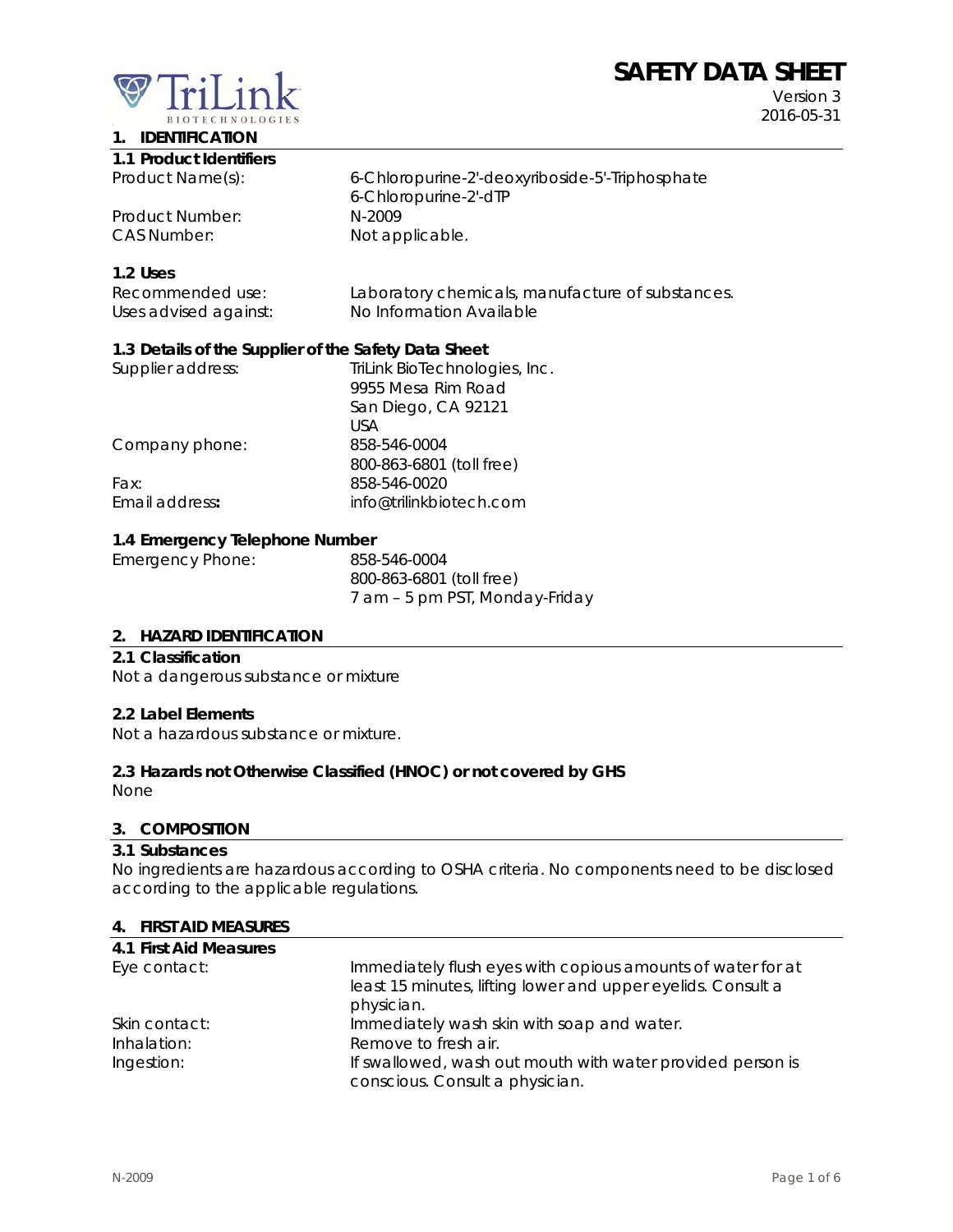# SAFETY DATA SHEET

Version 3
2016-05-31

## 1. IDENTIFICATION

### 1.1 Product Identifiers

| | |
|---|---|
| Product Name(s): | 6-Chloropurine-2'-deoxyriboside-5'-Triphosphate<br>6-Chloropurine-2'-dTP |
| Product Number: | N-2009 |
| CAS Number: | Not applicable. |

### 1.2 Uses

| | |
|---|---|
| Recommended use: | Laboratory chemicals, manufacture of substances. |
| Uses advised against: | No Information Available |

### 1.3 Details of the Supplier of the Safety Data Sheet

| | |
|---|---|
| Supplier address: | TriLink BioTechnologies, Inc.<br>9955 Mesa Rim Road<br>San Diego, CA 92121<br>USA |
| Company phone: | 858-546-0004<br>800-863-6801 (toll free) |
| Fax: | 858-546-0020 |
| Email address: | info@trilinkbiotech.com |

### 1.4 Emergency Telephone Number

| | |
|---|---|
| Emergency Phone: | 858-546-0004<br>800-863-6801 (toll free)<br>7 am – 5 pm PST, Monday-Friday |

## 2. HAZARD IDENTIFICATION

### 2.1 Classification

Not a dangerous substance or mixture

### 2.2 Label Elements

Not a hazardous substance or mixture.

### 2.3 Hazards not Otherwise Classified (HNOC) or not covered by GHS

None

## 3. COMPOSITION

### 3.1 Substances

No ingredients are hazardous according to OSHA criteria. No components need to be disclosed according to the applicable regulations.

## 4. FIRST AID MEASURES

### 4.1 First Aid Measures

| | |
|---|---|
| Eye contact: | Immediately flush eyes with copious amounts of water for at least 15 minutes, lifting lower and upper eyelids. Consult a physician. |
| Skin contact: | Immediately wash skin with soap and water. |
| Inhalation: | Remove to fresh air. |
| Ingestion: | If swallowed, wash out mouth with water provided person is conscious. Consult a physician. |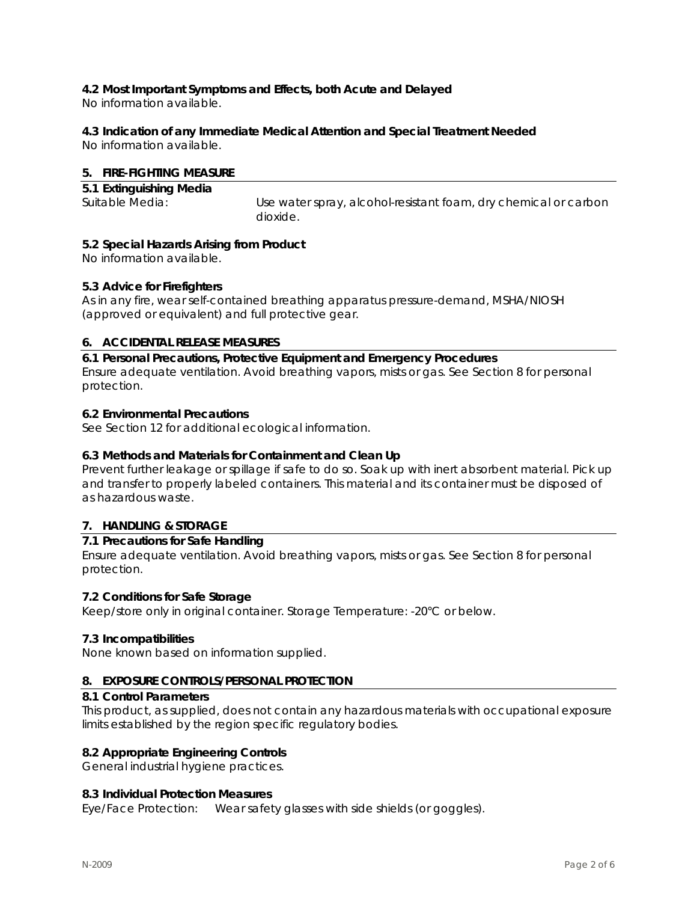**4.2 Most Important Symptoms and Effects, both Acute and Delayed**
No information available.

**4.3 Indication of any Immediate Medical Attention and Special Treatment Needed**
No information available.

## 5. FIRE-FIGHTING MEASURE

**5.1 Extinguishing Media**
Suitable Media: Use water spray, alcohol-resistant foam, dry chemical or carbon dioxide.

**5.2 Special Hazards Arising from Product**
No information available.

**5.3 Advice for Firefighters**
As in any fire, wear self-contained breathing apparatus pressure-demand, MSHA/NIOSH (approved or equivalent) and full protective gear.

## 6. ACCIDENTAL RELEASE MEASURES

**6.1 Personal Precautions, Protective Equipment and Emergency Procedures**
Ensure adequate ventilation. Avoid breathing vapors, mists or gas. See Section 8 for personal protection.

**6.2 Environmental Precautions**
See Section 12 for additional ecological information.

**6.3 Methods and Materials for Containment and Clean Up**
Prevent further leakage or spillage if safe to do so. Soak up with inert absorbent material. Pick up and transfer to properly labeled containers. This material and its container must be disposed of as hazardous waste.

## 7. HANDLING & STORAGE

**7.1 Precautions for Safe Handling**
Ensure adequate ventilation. Avoid breathing vapors, mists or gas. See Section 8 for personal protection.

**7.2 Conditions for Safe Storage**
Keep/store only in original container. Storage Temperature: -20°C or below.

**7.3 Incompatibilities**
None known based on information supplied.

## 8. EXPOSURE CONTROLS/PERSONAL PROTECTION

**8.1 Control Parameters**
This product, as supplied, does not contain any hazardous materials with occupational exposure limits established by the region specific regulatory bodies.

**8.2 Appropriate Engineering Controls**
General industrial hygiene practices.

**8.3 Individual Protection Measures**
Eye/Face Protection: Wear safety glasses with side shields (or goggles).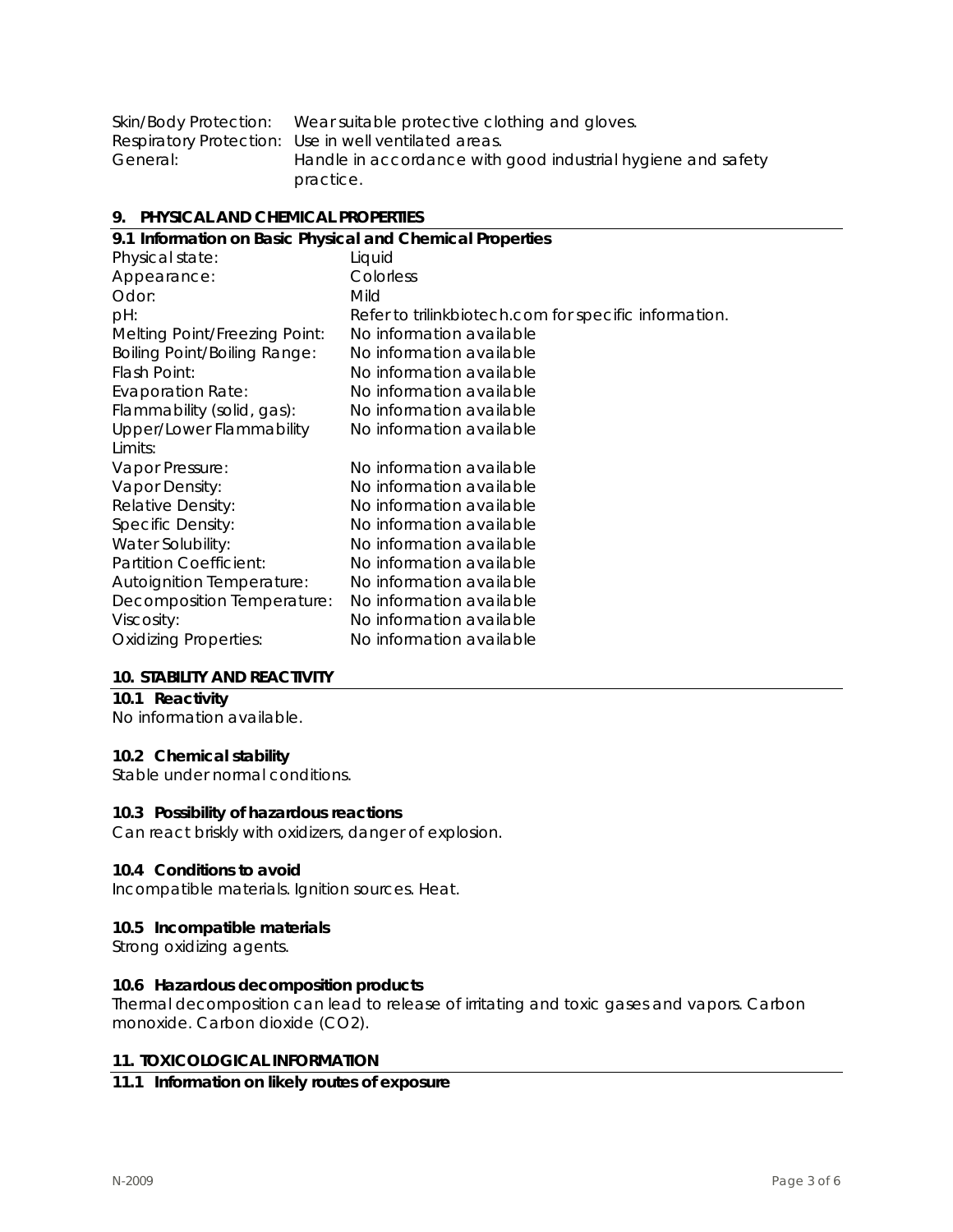| | |
|---|---|
| Skin/Body Protection: | Wear suitable protective clothing and gloves. |
| Respiratory Protection: | Use in well ventilated areas. |
| General: | Handle in accordance with good industrial hygiene and safety practice. |

## 9. PHYSICAL AND CHEMICAL PROPERTIES

### 9.1 Information on Basic Physical and Chemical Properties

| | |
|---|---|
| Physical state: | Liquid |
| Appearance: | Colorless |
| Odor: | Mild |
| pH: | Refer to trilinkbiotech.com for specific information. |
| Melting Point/Freezing Point: | No information available |
| Boiling Point/Boiling Range: | No information available |
| Flash Point: | No information available |
| Evaporation Rate: | No information available |
| Flammability (solid, gas): | No information available |
| Upper/Lower Flammability Limits: | No information available |
| Vapor Pressure: | No information available |
| Vapor Density: | No information available |
| Relative Density: | No information available |
| Specific Density: | No information available |
| Water Solubility: | No information available |
| Partition Coefficient: | No information available |
| Autoignition Temperature: | No information available |
| Decomposition Temperature: | No information available |
| Viscosity: | No information available |
| Oxidizing Properties: | No information available |

## 10. STABILITY AND REACTIVITY

### 10.1 Reactivity

No information available.

### 10.2 Chemical stability

Stable under normal conditions.

### 10.3 Possibility of hazardous reactions

Can react briskly with oxidizers, danger of explosion.

### 10.4 Conditions to avoid

Incompatible materials. Ignition sources. Heat.

### 10.5 Incompatible materials

Strong oxidizing agents.

### 10.6 Hazardous decomposition products

Thermal decomposition can lead to release of irritating and toxic gases and vapors. Carbon monoxide. Carbon dioxide ($CO_2$).

## 11. TOXICOLOGICAL INFORMATION

### 11.1 Information on likely routes of exposure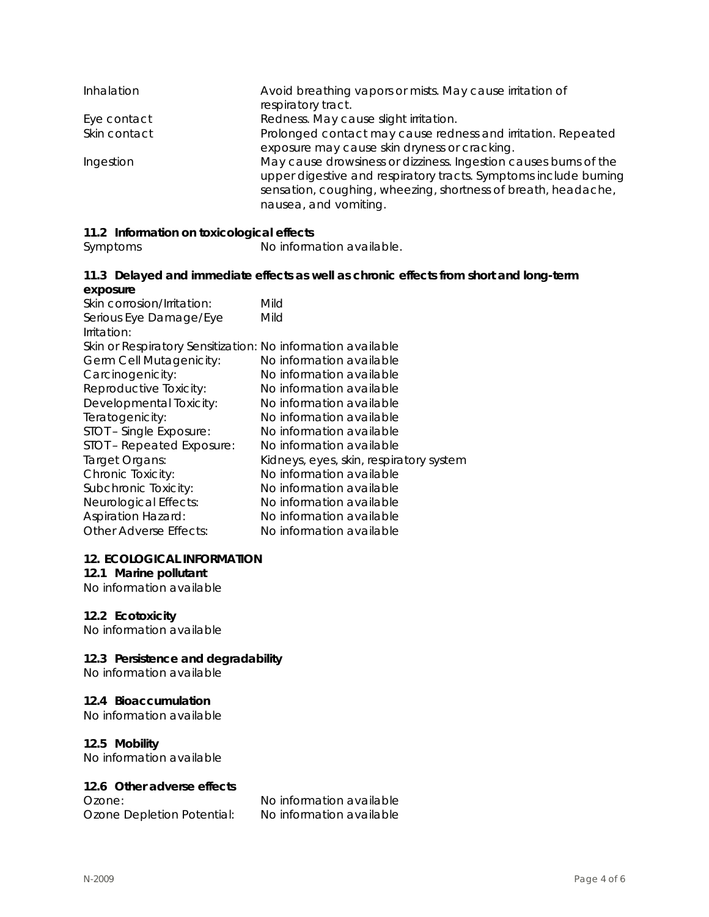| | |
|---|---|
| Inhalation | Avoid breathing vapors or mists. May cause irritation of respiratory tract. |
| Eye contact | Redness. May cause slight irritation. |
| Skin contact | Prolonged contact may cause redness and irritation. Repeated exposure may cause skin dryness or cracking. |
| Ingestion | May cause drowsiness or dizziness. Ingestion causes burns of the upper digestive and respiratory tracts. Symptoms include burning sensation, coughing, wheezing, shortness of breath, headache, nausea, and vomiting. |

### 11.2 Information on toxicological effects

Symptoms — No information available.

### 11.3 Delayed and immediate effects as well as chronic effects from short and long-term exposure

| | |
|---|---|
| Skin corrosion/Irritation: | Mild |
| Serious Eye Damage/Eye Irritation: | Mild |
| Skin or Respiratory Sensitization: | No information available |
| Germ Cell Mutagenicity: | No information available |
| Carcinogenicity: | No information available |
| Reproductive Toxicity: | No information available |
| Developmental Toxicity: | No information available |
| Teratogenicity: | No information available |
| STOT – Single Exposure: | No information available |
| STOT – Repeated Exposure: | No information available |
| Target Organs: | Kidneys, eyes, skin, respiratory system |
| Chronic Toxicity: | No information available |
| Subchronic Toxicity: | No information available |
| Neurological Effects: | No information available |
| Aspiration Hazard: | No information available |
| Other Adverse Effects: | No information available |

## 12. ECOLOGICAL INFORMATION

### 12.1 Marine pollutant

No information available

### 12.2 Ecotoxicity

No information available

### 12.3 Persistence and degradability

No information available

### 12.4 Bioaccumulation

No information available

### 12.5 Mobility

No information available

### 12.6 Other adverse effects

| | |
|---|---|
| Ozone: | No information available |
| Ozone Depletion Potential: | No information available |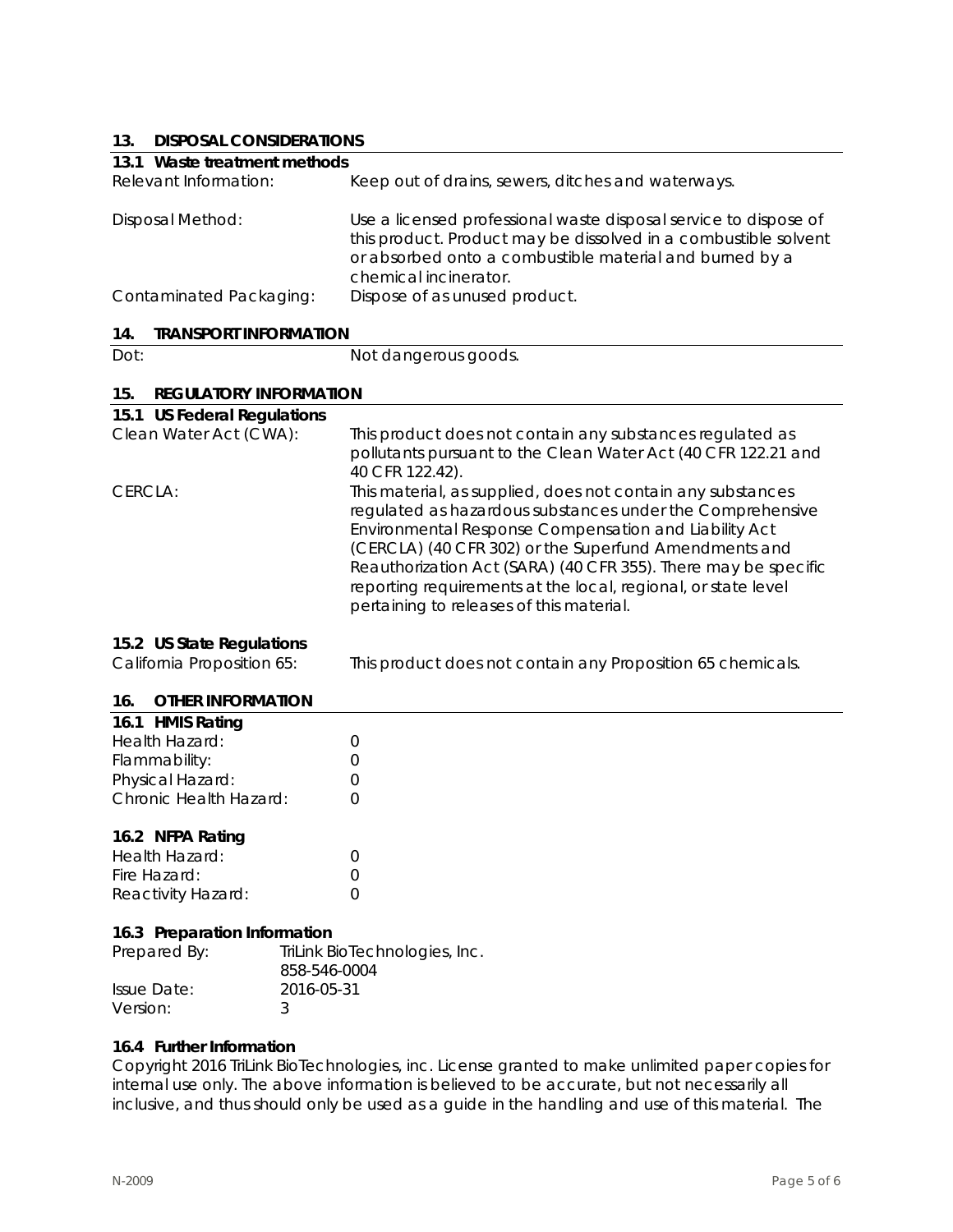## 13. DISPOSAL CONSIDERATIONS

### 13.1 Waste treatment methods

| | |
|---|---|
| Relevant Information: | Keep out of drains, sewers, ditches and waterways. |
| Disposal Method: | Use a licensed professional waste disposal service to dispose of this product. Product may be dissolved in a combustible solvent or absorbed onto a combustible material and burned by a chemical incinerator. |
| Contaminated Packaging: | Dispose of as unused product. |

## 14. TRANSPORT INFORMATION

| | |
|---|---|
| Dot: | Not dangerous goods. |

## 15. REGULATORY INFORMATION

### 15.1 US Federal Regulations

| | |
|---|---|
| Clean Water Act (CWA): | This product does not contain any substances regulated as pollutants pursuant to the Clean Water Act (40 CFR 122.21 and 40 CFR 122.42). |
| CERCLA: | This material, as supplied, does not contain any substances regulated as hazardous substances under the Comprehensive Environmental Response Compensation and Liability Act (CERCLA) (40 CFR 302) or the Superfund Amendments and Reauthorization Act (SARA) (40 CFR 355). There may be specific reporting requirements at the local, regional, or state level pertaining to releases of this material. |

### 15.2 US State Regulations

| | |
|---|---|
| California Proposition 65: | This product does not contain any Proposition 65 chemicals. |

## 16. OTHER INFORMATION

### 16.1 HMIS Rating

| | |
|---|---|
| Health Hazard: | 0 |
| Flammability: | 0 |
| Physical Hazard: | 0 |
| Chronic Health Hazard: | 0 |

### 16.2 NFPA Rating

| | |
|---|---|
| Health Hazard: | 0 |
| Fire Hazard: | 0 |
| Reactivity Hazard: | 0 |

### 16.3 Preparation Information

| | |
|---|---|
| Prepared By: | TriLink BioTechnologies, Inc.<br>858-546-0004 |
| Issue Date: | 2016-05-31 |
| Version: | 3 |

### 16.4 Further Information

Copyright 2016 TriLink BioTechnologies, inc. License granted to make unlimited paper copies for internal use only. The above information is believed to be accurate, but not necessarily all inclusive, and thus should only be used as a guide in the handling and use of this material. The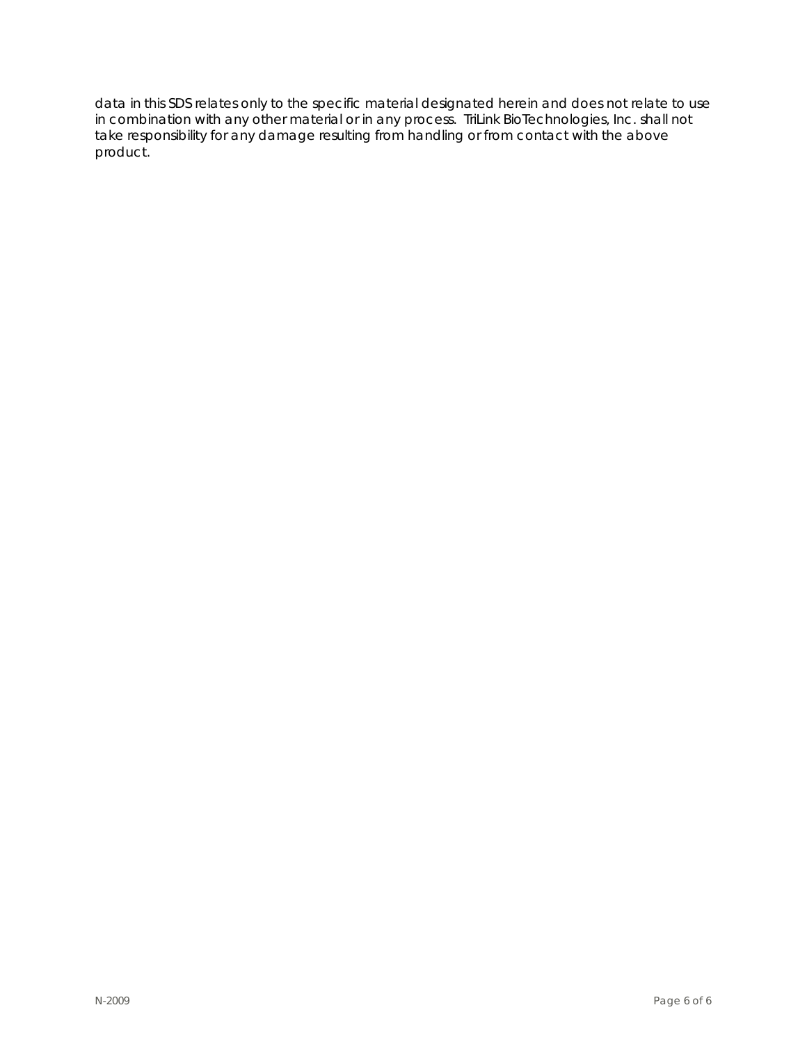data in this SDS relates only to the specific material designated herein and does not relate to use in combination with any other material or in any process. TriLink BioTechnologies, Inc. shall not take responsibility for any damage resulting from handling or from contact with the above product.